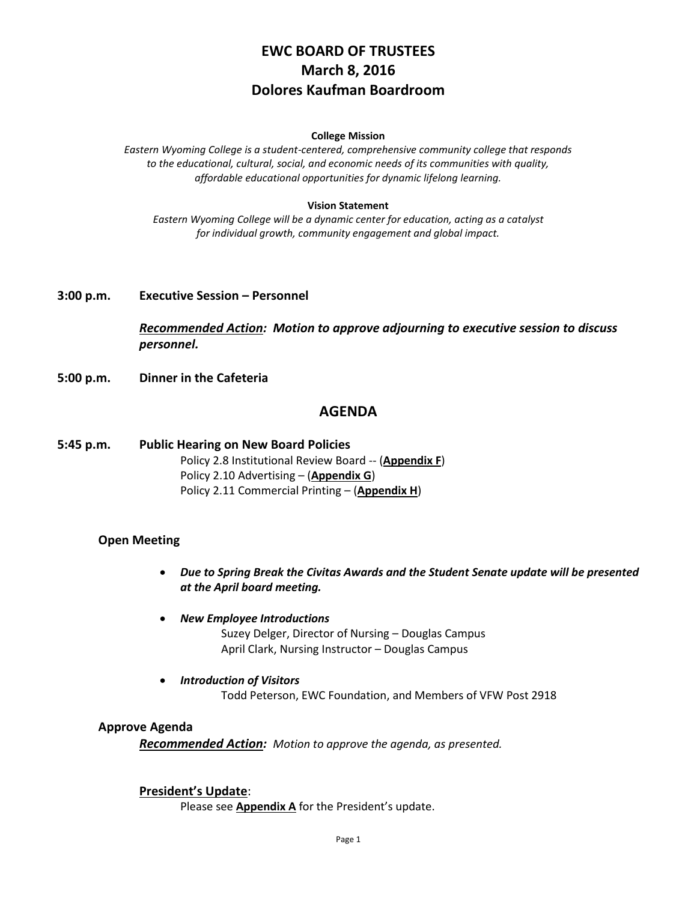# EWC BOARD OF TRUSTEES
# March 8, 2016
# Dolores Kaufman Boardroom

**College Mission**

*Eastern Wyoming College is a student-centered, comprehensive community college that responds to the educational, cultural, social, and economic needs of its communities with quality, affordable educational opportunities for dynamic lifelong learning.*

**Vision Statement**

*Eastern Wyoming College will be a dynamic center for education, acting as a catalyst for individual growth, community engagement and global impact.*

**3:00 p.m. Executive Session – Personnel**

***Recommended Action:** Motion to approve adjourning to executive session to discuss personnel.*

**5:00 p.m. Dinner in the Cafeteria**

## AGENDA

**5:45 p.m. Public Hearing on New Board Policies**

Policy 2.8 Institutional Review Board -- (**Appendix F**)
Policy 2.10 Advertising – (**Appendix G**)
Policy 2.11 Commercial Printing – (**Appendix H**)

### Open Meeting

- ***Due to Spring Break the Civitas Awards and the Student Senate update will be presented at the April board meeting.***
- ***New Employee Introductions***
  Suzey Delger, Director of Nursing – Douglas Campus
  April Clark, Nursing Instructor – Douglas Campus
- ***Introduction of Visitors***
  Todd Peterson, EWC Foundation, and Members of VFW Post 2918

### Approve Agenda

***Recommended Action:*** *Motion to approve the agenda, as presented.*

**President's Update**:

Please see **Appendix A** for the President's update.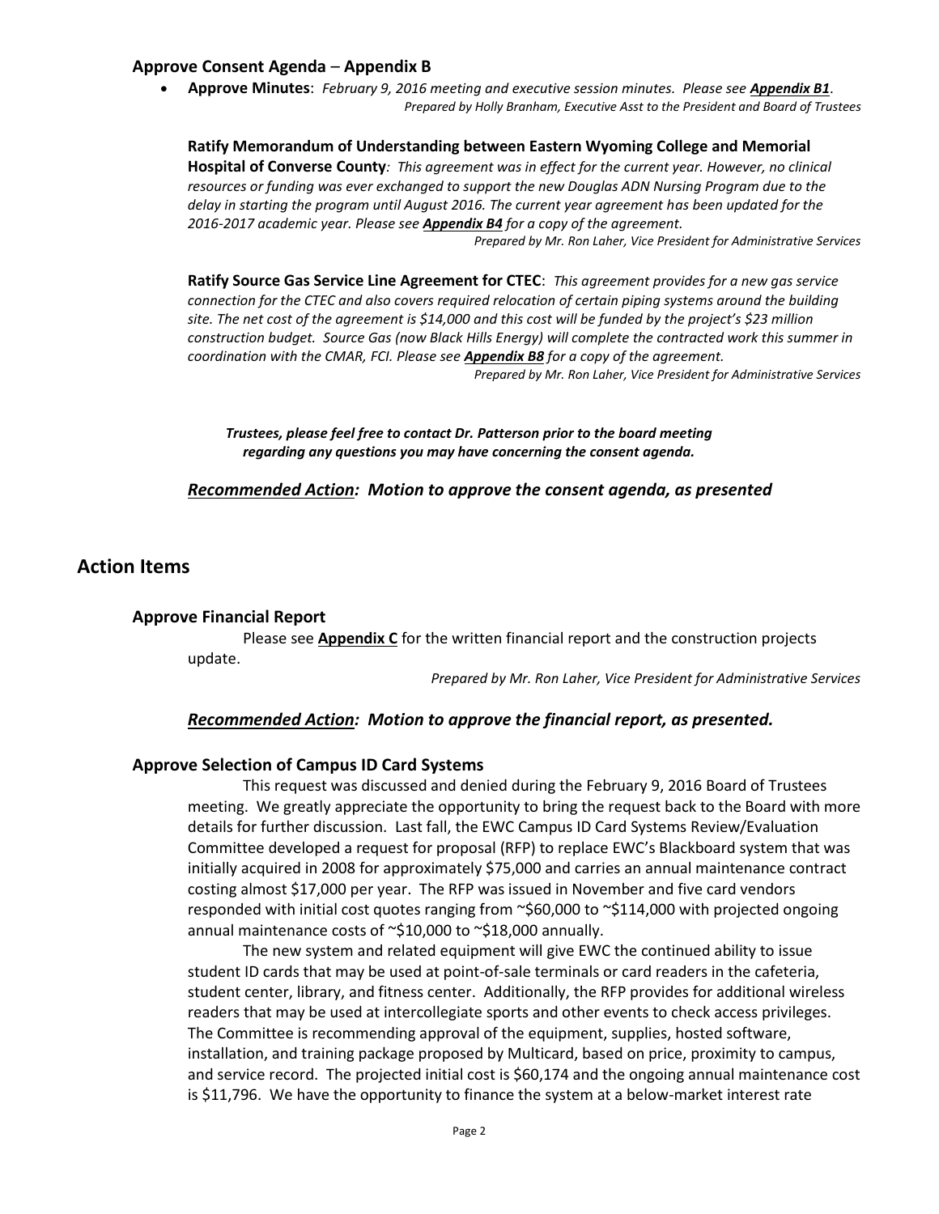### Approve Consent Agenda – Appendix B

- **Approve Minutes**: *February 9, 2016 meeting and executive session minutes. Please see* ***Appendix B1***.

*Prepared by Holly Branham, Executive Asst to the President and Board of Trustees*

**Ratify Memorandum of Understanding between Eastern Wyoming College and Memorial Hospital of Converse County***: This agreement was in effect for the current year. However, no clinical resources or funding was ever exchanged to support the new Douglas ADN Nursing Program due to the delay in starting the program until August 2016. The current year agreement has been updated for the 2016-2017 academic year. Please see* ***Appendix B4*** *for a copy of the agreement.*

*Prepared by Mr. Ron Laher, Vice President for Administrative Services*

**Ratify Source Gas Service Line Agreement for CTEC**: *This agreement provides for a new gas service connection for the CTEC and also covers required relocation of certain piping systems around the building site. The net cost of the agreement is $14,000 and this cost will be funded by the project's $23 million construction budget. Source Gas (now Black Hills Energy) will complete the contracted work this summer in coordination with the CMAR, FCI. Please see* ***Appendix B8*** *for a copy of the agreement.*

*Prepared by Mr. Ron Laher, Vice President for Administrative Services*

***Trustees, please feel free to contact Dr. Patterson prior to the board meeting regarding any questions you may have concerning the consent agenda.***

***Recommended Action: Motion to approve the consent agenda, as presented***

## Action Items

### Approve Financial Report

Please see **Appendix C** for the written financial report and the construction projects update.

*Prepared by Mr. Ron Laher, Vice President for Administrative Services*

***Recommended Action: Motion to approve the financial report, as presented.***

### Approve Selection of Campus ID Card Systems

This request was discussed and denied during the February 9, 2016 Board of Trustees meeting. We greatly appreciate the opportunity to bring the request back to the Board with more details for further discussion. Last fall, the EWC Campus ID Card Systems Review/Evaluation Committee developed a request for proposal (RFP) to replace EWC's Blackboard system that was initially acquired in 2008 for approximately $75,000 and carries an annual maintenance contract costing almost $17,000 per year. The RFP was issued in November and five card vendors responded with initial cost quotes ranging from ~$60,000 to ~$114,000 with projected ongoing annual maintenance costs of ~$10,000 to ~$18,000 annually.

The new system and related equipment will give EWC the continued ability to issue student ID cards that may be used at point-of-sale terminals or card readers in the cafeteria, student center, library, and fitness center. Additionally, the RFP provides for additional wireless readers that may be used at intercollegiate sports and other events to check access privileges. The Committee is recommending approval of the equipment, supplies, hosted software, installation, and training package proposed by Multicard, based on price, proximity to campus, and service record. The projected initial cost is $60,174 and the ongoing annual maintenance cost is $11,796. We have the opportunity to finance the system at a below-market interest rate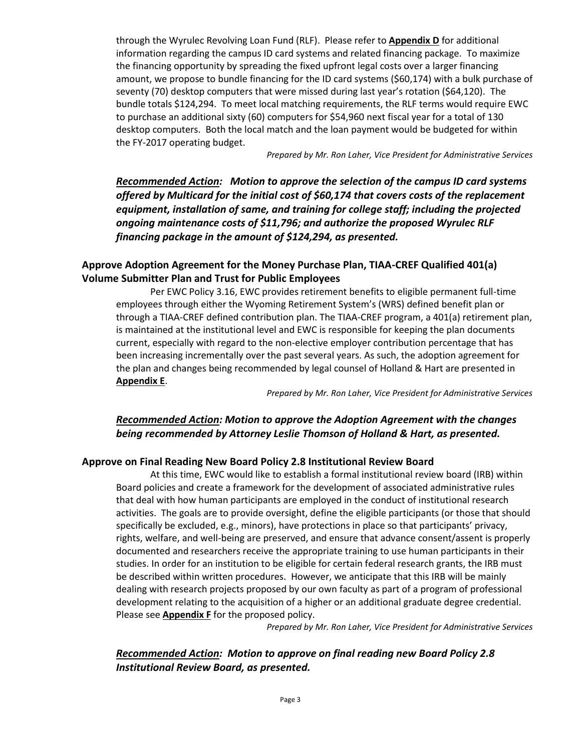through the Wyrulec Revolving Loan Fund (RLF). Please refer to **Appendix D** for additional information regarding the campus ID card systems and related financing package. To maximize the financing opportunity by spreading the fixed upfront legal costs over a larger financing amount, we propose to bundle financing for the ID card systems ($60,174) with a bulk purchase of seventy (70) desktop computers that were missed during last year's rotation ($64,120). The bundle totals $124,294. To meet local matching requirements, the RLF terms would require EWC to purchase an additional sixty (60) computers for $54,960 next fiscal year for a total of 130 desktop computers. Both the local match and the loan payment would be budgeted for within the FY-2017 operating budget.

*Prepared by Mr. Ron Laher, Vice President for Administrative Services*

***Recommended Action:*** ***Motion to approve the selection of the campus ID card systems offered by Multicard for the initial cost of $60,174 that covers costs of the replacement equipment, installation of same, and training for college staff; including the projected ongoing maintenance costs of $11,796; and authorize the proposed Wyrulec RLF financing package in the amount of $124,294, as presented.***

### Approve Adoption Agreement for the Money Purchase Plan, TIAA-CREF Qualified 401(a) Volume Submitter Plan and Trust for Public Employees

Per EWC Policy 3.16, EWC provides retirement benefits to eligible permanent full-time employees through either the Wyoming Retirement System's (WRS) defined benefit plan or through a TIAA-CREF defined contribution plan. The TIAA-CREF program, a 401(a) retirement plan, is maintained at the institutional level and EWC is responsible for keeping the plan documents current, especially with regard to the non-elective employer contribution percentage that has been increasing incrementally over the past several years. As such, the adoption agreement for the plan and changes being recommended by legal counsel of Holland & Hart are presented in **Appendix E**.

*Prepared by Mr. Ron Laher, Vice President for Administrative Services*

***Recommended Action:*** ***Motion to approve the Adoption Agreement with the changes being recommended by Attorney Leslie Thomson of Holland & Hart, as presented.***

### Approve on Final Reading New Board Policy 2.8 Institutional Review Board

At this time, EWC would like to establish a formal institutional review board (IRB) within Board policies and create a framework for the development of associated administrative rules that deal with how human participants are employed in the conduct of institutional research activities. The goals are to provide oversight, define the eligible participants (or those that should specifically be excluded, e.g., minors), have protections in place so that participants' privacy, rights, welfare, and well-being are preserved, and ensure that advance consent/assent is properly documented and researchers receive the appropriate training to use human participants in their studies. In order for an institution to be eligible for certain federal research grants, the IRB must be described within written procedures. However, we anticipate that this IRB will be mainly dealing with research projects proposed by our own faculty as part of a program of professional development relating to the acquisition of a higher or an additional graduate degree credential. Please see **Appendix F** for the proposed policy.

*Prepared by Mr. Ron Laher, Vice President for Administrative Services*

***Recommended Action:*** ***Motion to approve on final reading new Board Policy 2.8 Institutional Review Board, as presented.***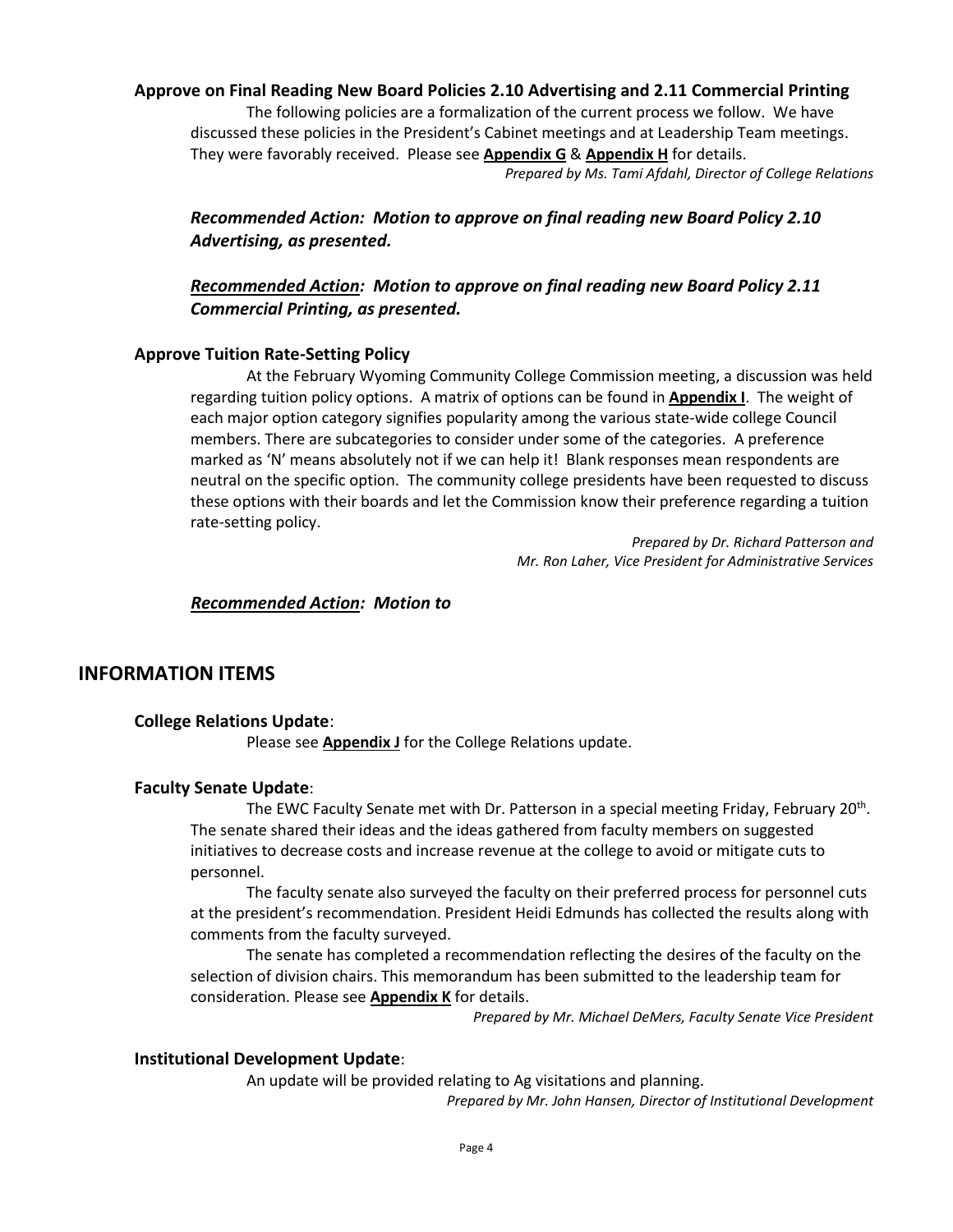### Approve on Final Reading New Board Policies 2.10 Advertising and 2.11 Commercial Printing

The following policies are a formalization of the current process we follow. We have discussed these policies in the President's Cabinet meetings and at Leadership Team meetings. They were favorably received. Please see **Appendix G** & **Appendix H** for details.

*Prepared by Ms. Tami Afdahl, Director of College Relations*

***Recommended Action: Motion to approve on final reading new Board Policy 2.10 Advertising, as presented.***

***Recommended Action: Motion to approve on final reading new Board Policy 2.11 Commercial Printing, as presented.***

### Approve Tuition Rate-Setting Policy

At the February Wyoming Community College Commission meeting, a discussion was held regarding tuition policy options. A matrix of options can be found in **Appendix I**. The weight of each major option category signifies popularity among the various state-wide college Council members. There are subcategories to consider under some of the categories. A preference marked as 'N' means absolutely not if we can help it! Blank responses mean respondents are neutral on the specific option. The community college presidents have been requested to discuss these options with their boards and let the Commission know their preference regarding a tuition rate-setting policy.

*Prepared by Dr. Richard Patterson and*
*Mr. Ron Laher, Vice President for Administrative Services*

***Recommended Action: Motion to***

## INFORMATION ITEMS

### College Relations Update:

Please see **Appendix J** for the College Relations update.

### Faculty Senate Update:

The EWC Faculty Senate met with Dr. Patterson in a special meeting Friday, February 20th. The senate shared their ideas and the ideas gathered from faculty members on suggested initiatives to decrease costs and increase revenue at the college to avoid or mitigate cuts to personnel.

The faculty senate also surveyed the faculty on their preferred process for personnel cuts at the president's recommendation. President Heidi Edmunds has collected the results along with comments from the faculty surveyed.

The senate has completed a recommendation reflecting the desires of the faculty on the selection of division chairs. This memorandum has been submitted to the leadership team for consideration. Please see **Appendix K** for details.

*Prepared by Mr. Michael DeMers, Faculty Senate Vice President*

### Institutional Development Update:

An update will be provided relating to Ag visitations and planning.

*Prepared by Mr. John Hansen, Director of Institutional Development*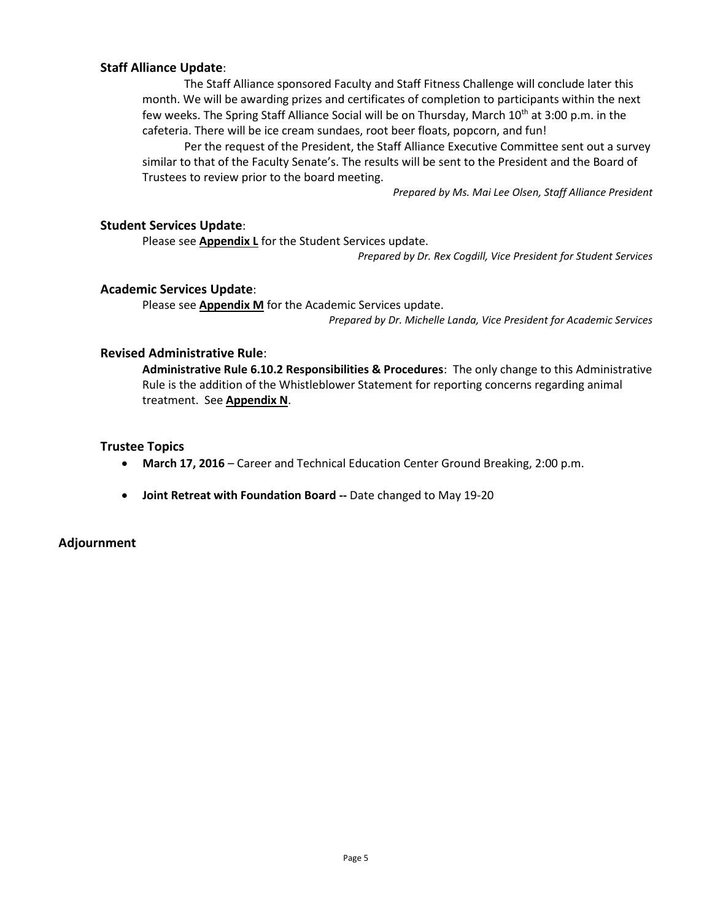## Staff Alliance Update:

The Staff Alliance sponsored Faculty and Staff Fitness Challenge will conclude later this month. We will be awarding prizes and certificates of completion to participants within the next few weeks. The Spring Staff Alliance Social will be on Thursday, March 10th at 3:00 p.m. in the cafeteria. There will be ice cream sundaes, root beer floats, popcorn, and fun!

Per the request of the President, the Staff Alliance Executive Committee sent out a survey similar to that of the Faculty Senate's. The results will be sent to the President and the Board of Trustees to review prior to the board meeting.

*Prepared by Ms. Mai Lee Olsen, Staff Alliance President*

## Student Services Update:

Please see **Appendix L** for the Student Services update.

*Prepared by Dr. Rex Cogdill, Vice President for Student Services*

## Academic Services Update:

Please see **Appendix M** for the Academic Services update.

*Prepared by Dr. Michelle Landa, Vice President for Academic Services*

## Revised Administrative Rule:

**Administrative Rule 6.10.2 Responsibilities & Procedures**: The only change to this Administrative Rule is the addition of the Whistleblower Statement for reporting concerns regarding animal treatment. See **Appendix N**.

## Trustee Topics

- **March 17, 2016** – Career and Technical Education Center Ground Breaking, 2:00 p.m.
- **Joint Retreat with Foundation Board --** Date changed to May 19-20

# Adjournment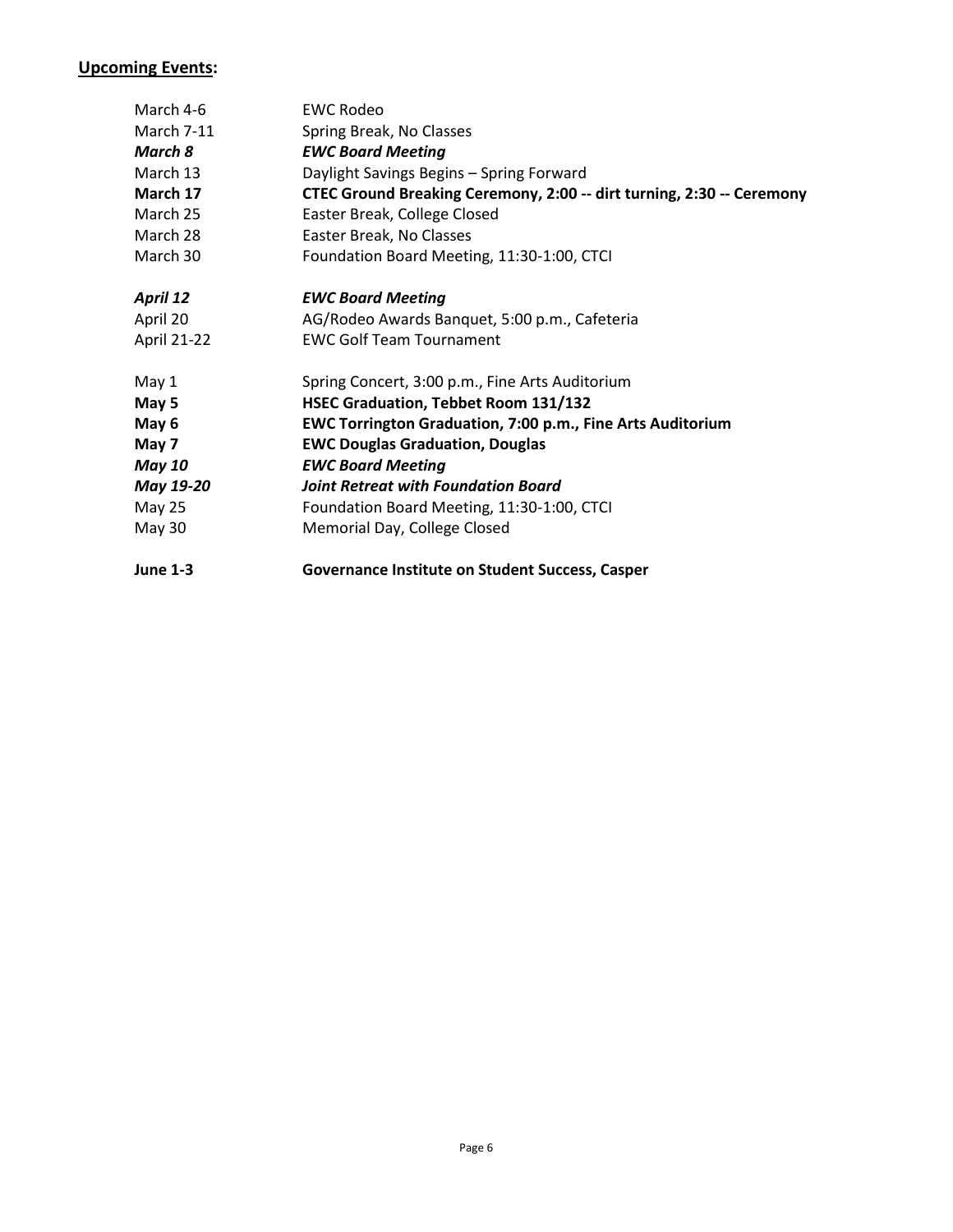**<u>Upcoming Events</u>:**

| | |
|---|---|
| March 4-6 | EWC Rodeo |
| March 7-11 | Spring Break, No Classes |
| ***March 8*** | ***EWC Board Meeting*** |
| March 13 | Daylight Savings Begins – Spring Forward |
| **March 17** | **CTEC Ground Breaking Ceremony, 2:00 -- dirt turning, 2:30 -- Ceremony** |
| March 25 | Easter Break, College Closed |
| March 28 | Easter Break, No Classes |
| March 30 | Foundation Board Meeting, 11:30-1:00, CTCI |
| ***April 12*** | ***EWC Board Meeting*** |
| April 20 | AG/Rodeo Awards Banquet, 5:00 p.m., Cafeteria |
| April 21-22 | EWC Golf Team Tournament |
| May 1 | Spring Concert, 3:00 p.m., Fine Arts Auditorium |
| **May 5** | **HSEC Graduation, Tebbet Room 131/132** |
| **May 6** | **EWC Torrington Graduation, 7:00 p.m., Fine Arts Auditorium** |
| **May 7** | **EWC Douglas Graduation, Douglas** |
| ***May 10*** | ***EWC Board Meeting*** |
| ***May 19-20*** | ***Joint Retreat with Foundation Board*** |
| May 25 | Foundation Board Meeting, 11:30-1:00, CTCI |
| May 30 | Memorial Day, College Closed |
| **June 1-3** | **Governance Institute on Student Success, Casper** |